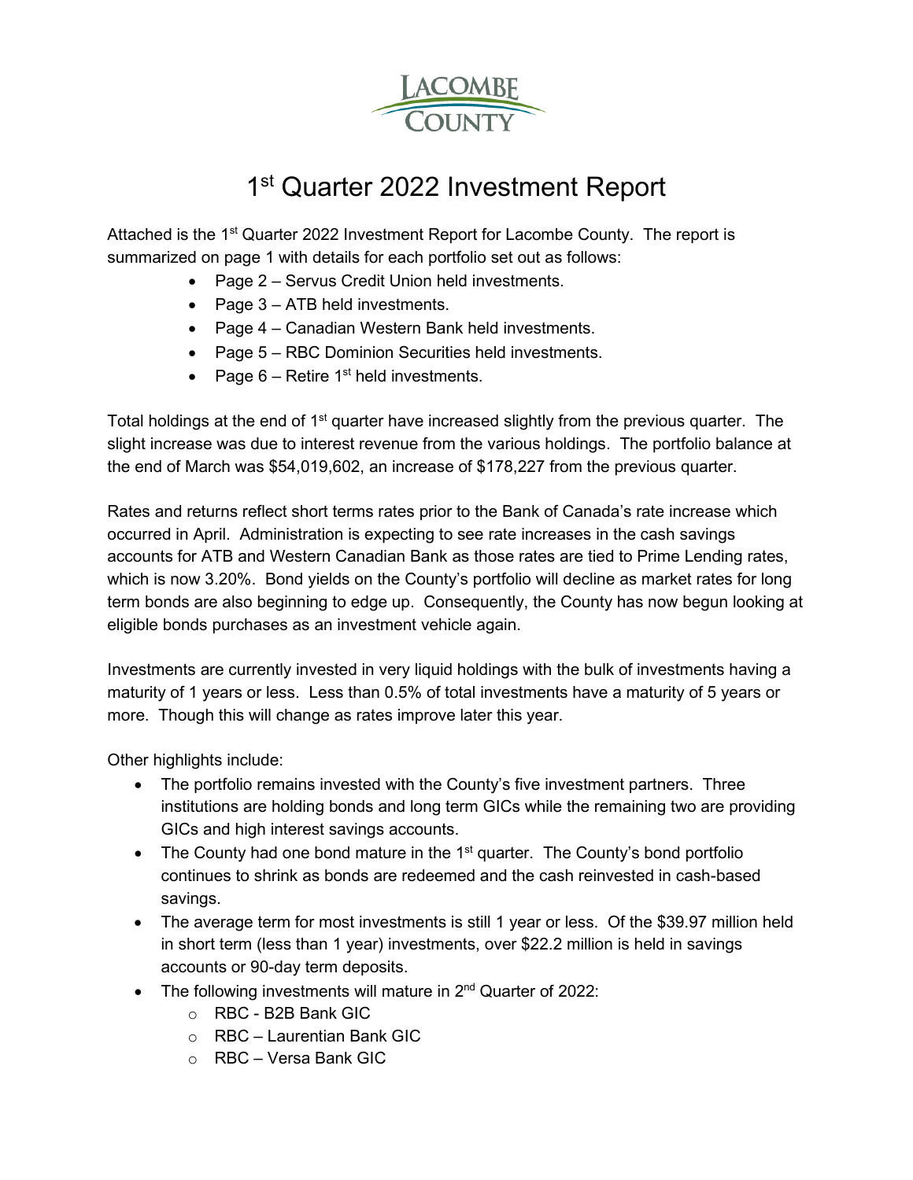LACOMBE COUNTY

# 1st Quarter 2022 Investment Report

Attached is the 1st Quarter 2022 Investment Report for Lacombe County. The report is summarized on page 1 with details for each portfolio set out as follows:

- Page 2 – Servus Credit Union held investments.
- Page 3 – ATB held investments.
- Page 4 – Canadian Western Bank held investments.
- Page 5 – RBC Dominion Securities held investments.
- Page 6 – Retire 1st held investments.

Total holdings at the end of 1st quarter have increased slightly from the previous quarter. The slight increase was due to interest revenue from the various holdings. The portfolio balance at the end of March was $54,019,602, an increase of $178,227 from the previous quarter.

Rates and returns reflect short terms rates prior to the Bank of Canada's rate increase which occurred in April. Administration is expecting to see rate increases in the cash savings accounts for ATB and Western Canadian Bank as those rates are tied to Prime Lending rates, which is now 3.20%. Bond yields on the County's portfolio will decline as market rates for long term bonds are also beginning to edge up. Consequently, the County has now begun looking at eligible bonds purchases as an investment vehicle again.

Investments are currently invested in very liquid holdings with the bulk of investments having a maturity of 1 years or less. Less than 0.5% of total investments have a maturity of 5 years or more. Though this will change as rates improve later this year.

Other highlights include:

- The portfolio remains invested with the County's five investment partners. Three institutions are holding bonds and long term GICs while the remaining two are providing GICs and high interest savings accounts.
- The County had one bond mature in the 1st quarter. The County's bond portfolio continues to shrink as bonds are redeemed and the cash reinvested in cash-based savings.
- The average term for most investments is still 1 year or less. Of the $39.97 million held in short term (less than 1 year) investments, over $22.2 million is held in savings accounts or 90-day term deposits.
- The following investments will mature in 2nd Quarter of 2022:
  - RBC - B2B Bank GIC
  - RBC – Laurentian Bank GIC
  - RBC – Versa Bank GIC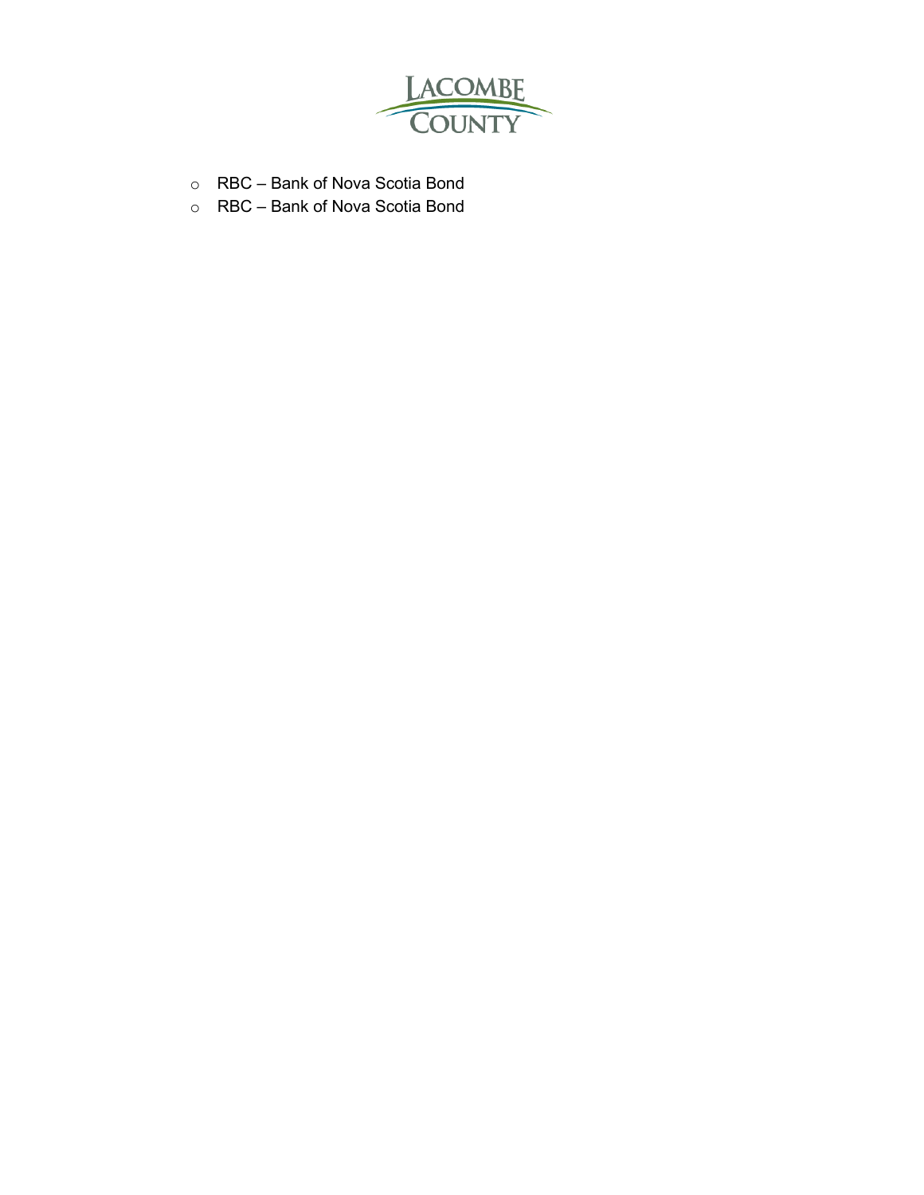- RBC – Bank of Nova Scotia Bond
- RBC – Bank of Nova Scotia Bond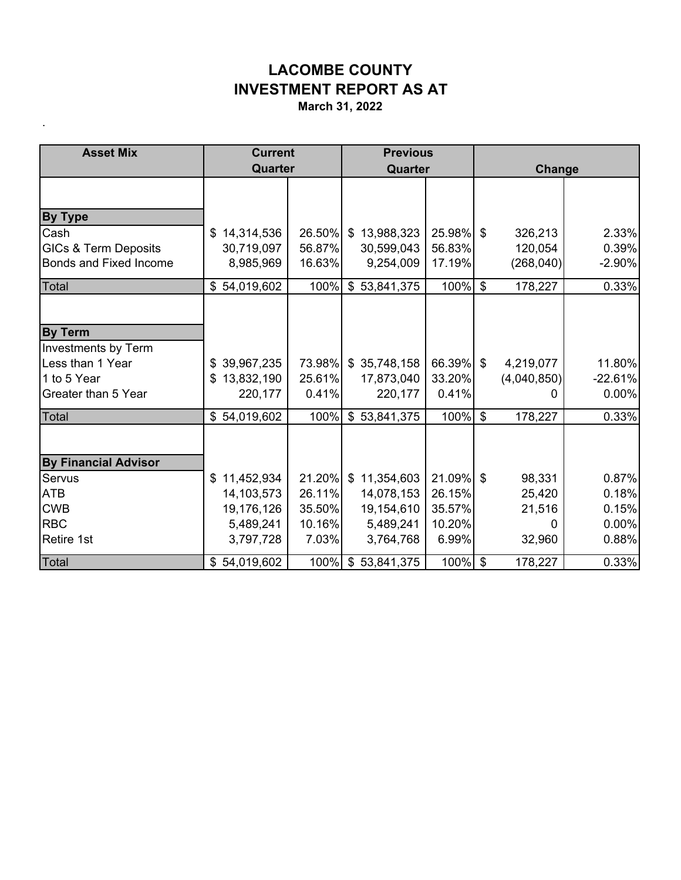# LACOMBE COUNTY
# INVESTMENT REPORT AS AT
**March 31, 2022**

.

| Asset Mix | Current Quarter | | Previous Quarter | | Change | |
|---|---|---|---|---|---|---|
| **By Type** | | | | | | |
| Cash | $ 14,314,536 | 26.50% | $ 13,988,323 | 25.98% | $ 326,213 | 2.33% |
| GICs & Term Deposits | 30,719,097 | 56.87% | 30,599,043 | 56.83% | 120,054 | 0.39% |
| Bonds and Fixed Income | 8,985,969 | 16.63% | 9,254,009 | 17.19% | (268,040) | -2.90% |
| Total | $ 54,019,602 | 100% | $ 53,841,375 | 100% | $ 178,227 | 0.33% |
| **By Term** | | | | | | |
| Investments by Term | | | | | | |
| Less than 1 Year | $ 39,967,235 | 73.98% | $ 35,748,158 | 66.39% | $ 4,219,077 | 11.80% |
| 1 to 5 Year | $ 13,832,190 | 25.61% | 17,873,040 | 33.20% | (4,040,850) | -22.61% |
| Greater than 5 Year | 220,177 | 0.41% | 220,177 | 0.41% | 0 | 0.00% |
| Total | $ 54,019,602 | 100% | $ 53,841,375 | 100% | $ 178,227 | 0.33% |
| **By Financial Advisor** | | | | | | |
| Servus | $ 11,452,934 | 21.20% | $ 11,354,603 | 21.09% | $ 98,331 | 0.87% |
| ATB | 14,103,573 | 26.11% | 14,078,153 | 26.15% | 25,420 | 0.18% |
| CWB | 19,176,126 | 35.50% | 19,154,610 | 35.57% | 21,516 | 0.15% |
| RBC | 5,489,241 | 10.16% | 5,489,241 | 10.20% | 0 | 0.00% |
| Retire 1st | 3,797,728 | 7.03% | 3,764,768 | 6.99% | 32,960 | 0.88% |
| Total | $ 54,019,602 | 100% | $ 53,841,375 | 100% | $ 178,227 | 0.33% |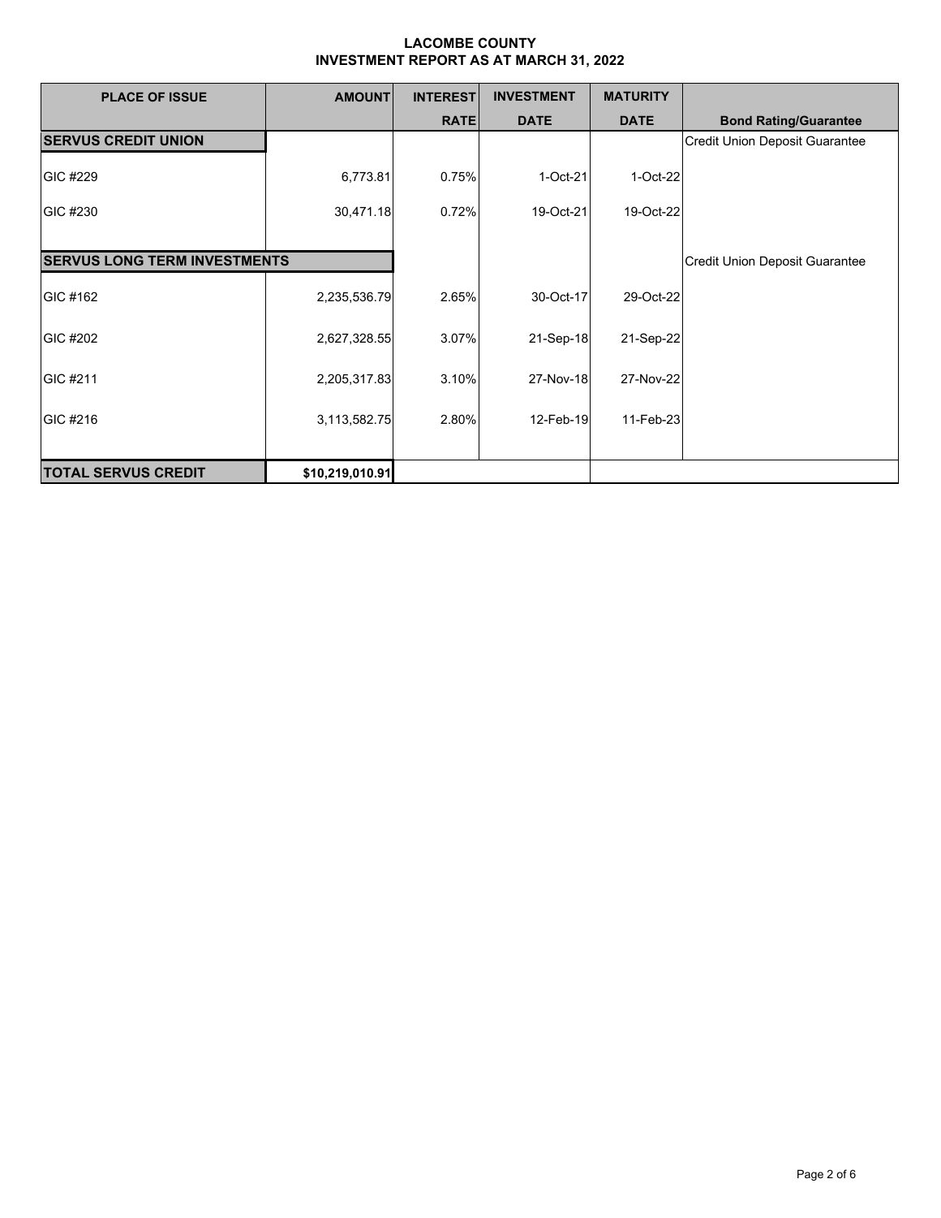# LACOMBE COUNTY
## INVESTMENT REPORT AS AT MARCH 31, 2022

| PLACE OF ISSUE | AMOUNT | INTEREST RATE | INVESTMENT DATE | MATURITY DATE | Bond Rating/Guarantee |
|---|---|---|---|---|---|
| **SERVUS CREDIT UNION** | | | | | Credit Union Deposit Guarantee |
| GIC #229 | 6,773.81 | 0.75% | 1-Oct-21 | 1-Oct-22 | |
| GIC #230 | 30,471.18 | 0.72% | 19-Oct-21 | 19-Oct-22 | |
| **SERVUS LONG TERM INVESTMENTS** | | | | | Credit Union Deposit Guarantee |
| GIC #162 | 2,235,536.79 | 2.65% | 30-Oct-17 | 29-Oct-22 | |
| GIC #202 | 2,627,328.55 | 3.07% | 21-Sep-18 | 21-Sep-22 | |
| GIC #211 | 2,205,317.83 | 3.10% | 27-Nov-18 | 27-Nov-22 | |
| GIC #216 | 3,113,582.75 | 2.80% | 12-Feb-19 | 11-Feb-23 | |
| **TOTAL SERVUS CREDIT** | **$10,219,010.91** | | | | |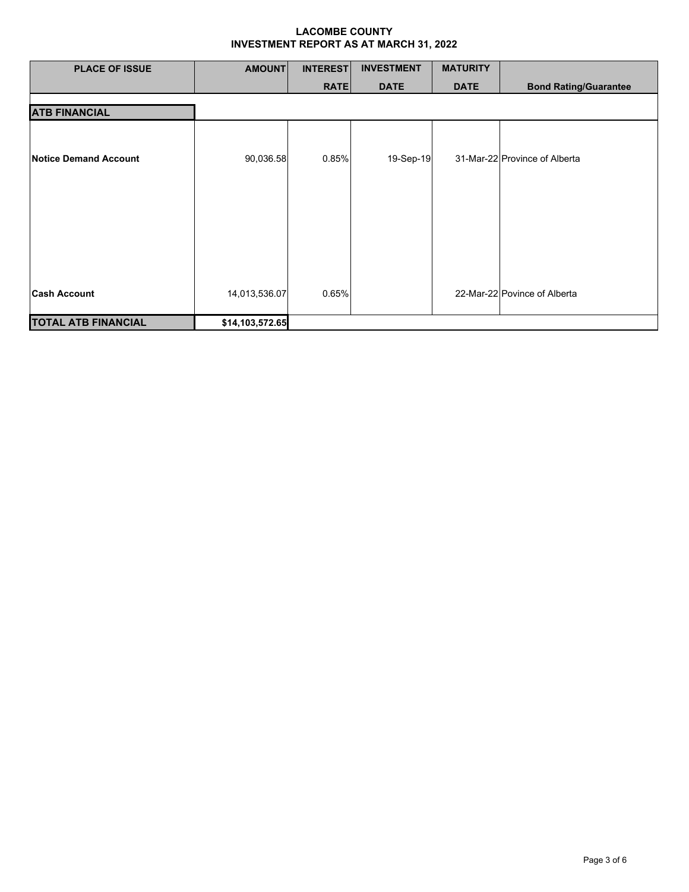**LACOMBE COUNTY**
**INVESTMENT REPORT AS AT MARCH 31, 2022**

| PLACE OF ISSUE | AMOUNT | INTEREST RATE | INVESTMENT DATE | MATURITY DATE | Bond Rating/Guarantee |
|---|---|---|---|---|---|
| **ATB FINANCIAL** | | | | | |
| **Notice Demand Account** | 90,036.58 | 0.85% | 19-Sep-19 | 31-Mar-22 | Province of Alberta |
| **Cash Account** | 14,013,536.07 | 0.65% | | 22-Mar-22 | Povince of Alberta |
| **TOTAL ATB FINANCIAL** | **$14,103,572.65** | | | | |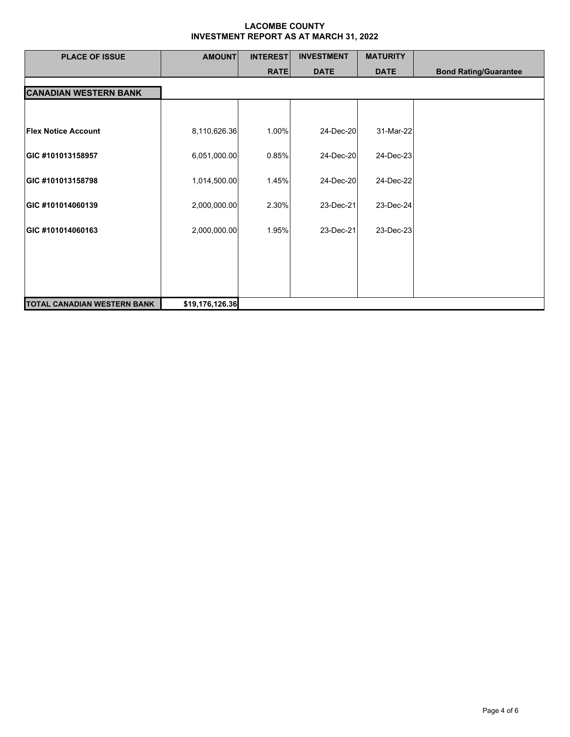**LACOMBE COUNTY**
**INVESTMENT REPORT AS AT MARCH 31, 2022**

| PLACE OF ISSUE | AMOUNT | INTEREST RATE | INVESTMENT DATE | MATURITY DATE | Bond Rating/Guarantee |
|---|---|---|---|---|---|
| **CANADIAN WESTERN BANK** | | | | | |
| **Flex Notice Account** | 8,110,626.36 | 1.00% | 24-Dec-20 | 31-Mar-22 | |
| **GIC #101013158957** | 6,051,000.00 | 0.85% | 24-Dec-20 | 24-Dec-23 | |
| **GIC #101013158798** | 1,014,500.00 | 1.45% | 24-Dec-20 | 24-Dec-22 | |
| **GIC #101014060139** | 2,000,000.00 | 2.30% | 23-Dec-21 | 23-Dec-24 | |
| **GIC #101014060163** | 2,000,000.00 | 1.95% | 23-Dec-21 | 23-Dec-23 | |
| **TOTAL CANADIAN WESTERN BANK** | **$19,176,126.36** | | | | |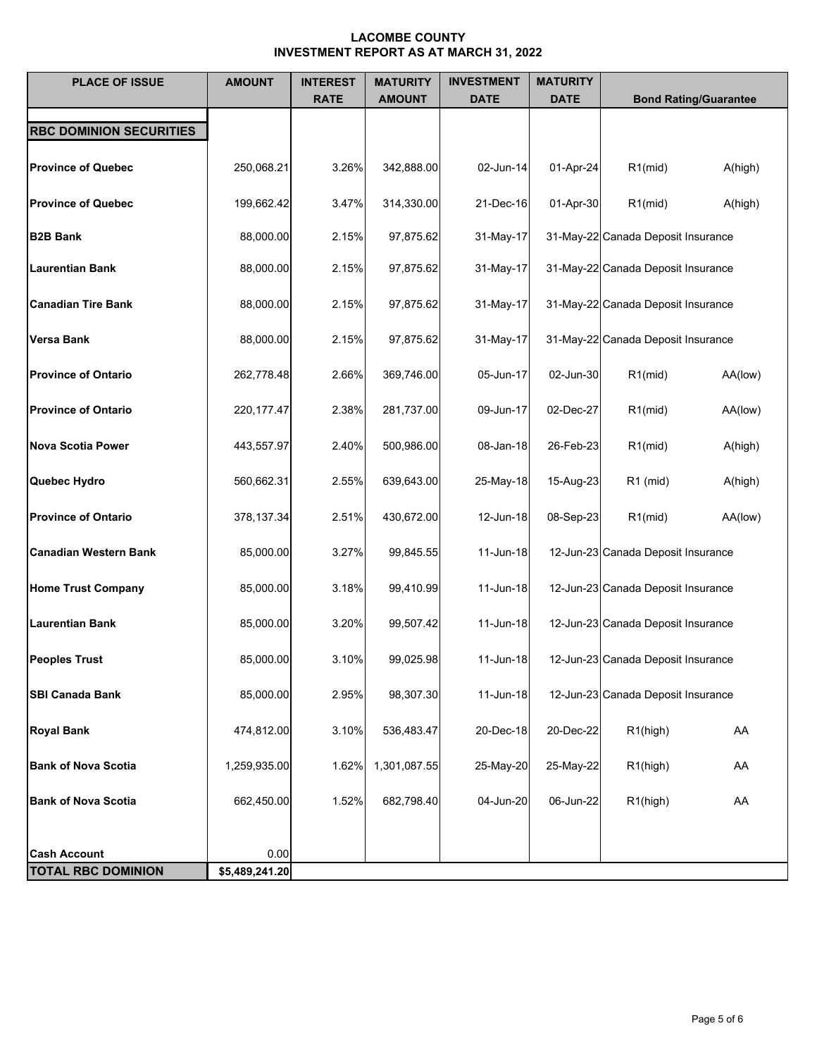# LACOMBE COUNTY
## INVESTMENT REPORT AS AT MARCH 31, 2022

| PLACE OF ISSUE | AMOUNT | INTEREST RATE | MATURITY AMOUNT | INVESTMENT DATE | MATURITY DATE | Bond Rating/Guarantee | |
|---|---|---|---|---|---|---|---|
| **RBC DOMINION SECURITIES** | | | | | | | |
| **Province of Quebec** | 250,068.21 | 3.26% | 342,888.00 | 02-Jun-14 | 01-Apr-24 | R1(mid) | A(high) |
| **Province of Quebec** | 199,662.42 | 3.47% | 314,330.00 | 21-Dec-16 | 01-Apr-30 | R1(mid) | A(high) |
| **B2B Bank** | 88,000.00 | 2.15% | 97,875.62 | 31-May-17 | 31-May-22 | Canada Deposit Insurance | |
| **Laurentian Bank** | 88,000.00 | 2.15% | 97,875.62 | 31-May-17 | 31-May-22 | Canada Deposit Insurance | |
| **Canadian Tire Bank** | 88,000.00 | 2.15% | 97,875.62 | 31-May-17 | 31-May-22 | Canada Deposit Insurance | |
| **Versa Bank** | 88,000.00 | 2.15% | 97,875.62 | 31-May-17 | 31-May-22 | Canada Deposit Insurance | |
| **Province of Ontario** | 262,778.48 | 2.66% | 369,746.00 | 05-Jun-17 | 02-Jun-30 | R1(mid) | AA(low) |
| **Province of Ontario** | 220,177.47 | 2.38% | 281,737.00 | 09-Jun-17 | 02-Dec-27 | R1(mid) | AA(low) |
| **Nova Scotia Power** | 443,557.97 | 2.40% | 500,986.00 | 08-Jan-18 | 26-Feb-23 | R1(mid) | A(high) |
| **Quebec Hydro** | 560,662.31 | 2.55% | 639,643.00 | 25-May-18 | 15-Aug-23 | R1 (mid) | A(high) |
| **Province of Ontario** | 378,137.34 | 2.51% | 430,672.00 | 12-Jun-18 | 08-Sep-23 | R1(mid) | AA(low) |
| **Canadian Western Bank** | 85,000.00 | 3.27% | 99,845.55 | 11-Jun-18 | 12-Jun-23 | Canada Deposit Insurance | |
| **Home Trust Company** | 85,000.00 | 3.18% | 99,410.99 | 11-Jun-18 | 12-Jun-23 | Canada Deposit Insurance | |
| **Laurentian Bank** | 85,000.00 | 3.20% | 99,507.42 | 11-Jun-18 | 12-Jun-23 | Canada Deposit Insurance | |
| **Peoples Trust** | 85,000.00 | 3.10% | 99,025.98 | 11-Jun-18 | 12-Jun-23 | Canada Deposit Insurance | |
| **SBI Canada Bank** | 85,000.00 | 2.95% | 98,307.30 | 11-Jun-18 | 12-Jun-23 | Canada Deposit Insurance | |
| **Royal Bank** | 474,812.00 | 3.10% | 536,483.47 | 20-Dec-18 | 20-Dec-22 | R1(high) | AA |
| **Bank of Nova Scotia** | 1,259,935.00 | 1.62% | 1,301,087.55 | 25-May-20 | 25-May-22 | R1(high) | AA |
| **Bank of Nova Scotia** | 662,450.00 | 1.52% | 682,798.40 | 04-Jun-20 | 06-Jun-22 | R1(high) | AA |
| **Cash Account** | 0.00 | | | | | | |
| **TOTAL RBC DOMINION** | **$5,489,241.20** | | | | | | |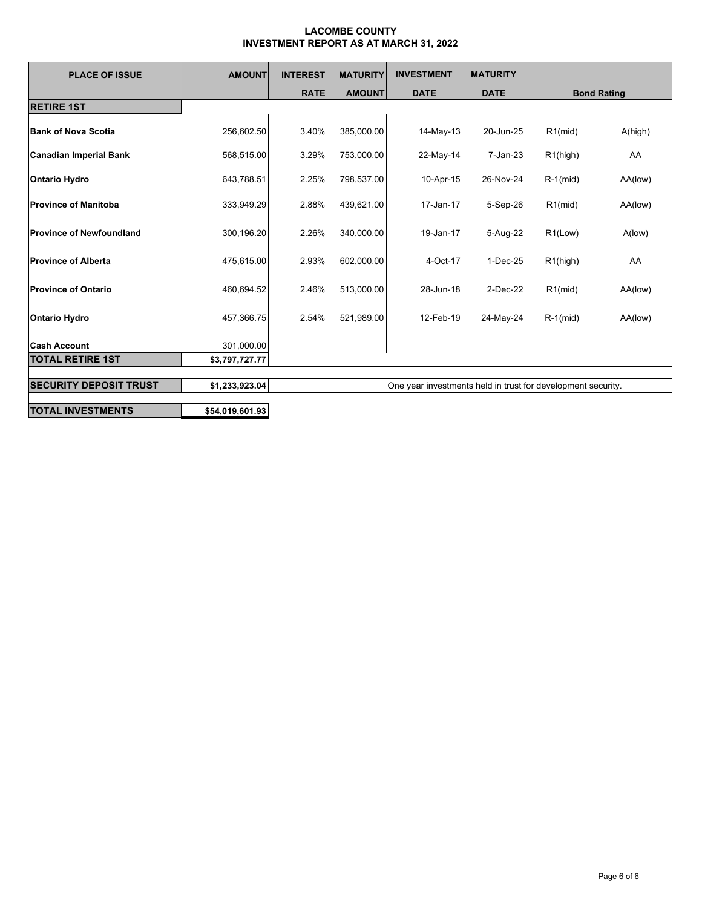**LACOMBE COUNTY**
**INVESTMENT REPORT AS AT MARCH 31, 2022**

| PLACE OF ISSUE | AMOUNT | INTEREST RATE | MATURITY AMOUNT | INVESTMENT DATE | MATURITY DATE | Bond Rating | |
|---|---|---|---|---|---|---|---|
| **RETIRE 1ST** | | | | | | | |
| **Bank of Nova Scotia** | 256,602.50 | 3.40% | 385,000.00 | 14-May-13 | 20-Jun-25 | R1(mid) | A(high) |
| **Canadian Imperial Bank** | 568,515.00 | 3.29% | 753,000.00 | 22-May-14 | 7-Jan-23 | R1(high) | AA |
| **Ontario Hydro** | 643,788.51 | 2.25% | 798,537.00 | 10-Apr-15 | 26-Nov-24 | R-1(mid) | AA(low) |
| **Province of Manitoba** | 333,949.29 | 2.88% | 439,621.00 | 17-Jan-17 | 5-Sep-26 | R1(mid) | AA(low) |
| **Province of Newfoundland** | 300,196.20 | 2.26% | 340,000.00 | 19-Jan-17 | 5-Aug-22 | R1(Low) | A(low) |
| **Province of Alberta** | 475,615.00 | 2.93% | 602,000.00 | 4-Oct-17 | 1-Dec-25 | R1(high) | AA |
| **Province of Ontario** | 460,694.52 | 2.46% | 513,000.00 | 28-Jun-18 | 2-Dec-22 | R1(mid) | AA(low) |
| **Ontario Hydro** | 457,366.75 | 2.54% | 521,989.00 | 12-Feb-19 | 24-May-24 | R-1(mid) | AA(low) |
| **Cash Account** | 301,000.00 | | | | | | |
| **TOTAL RETIRE 1ST** | **$3,797,727.77** | | | | | | |
| **SECURITY DEPOSIT TRUST** | **$1,233,923.04** | One year investments held in trust for development security. | | | | | |
| **TOTAL INVESTMENTS** | **$54,019,601.93** | | | | | | |